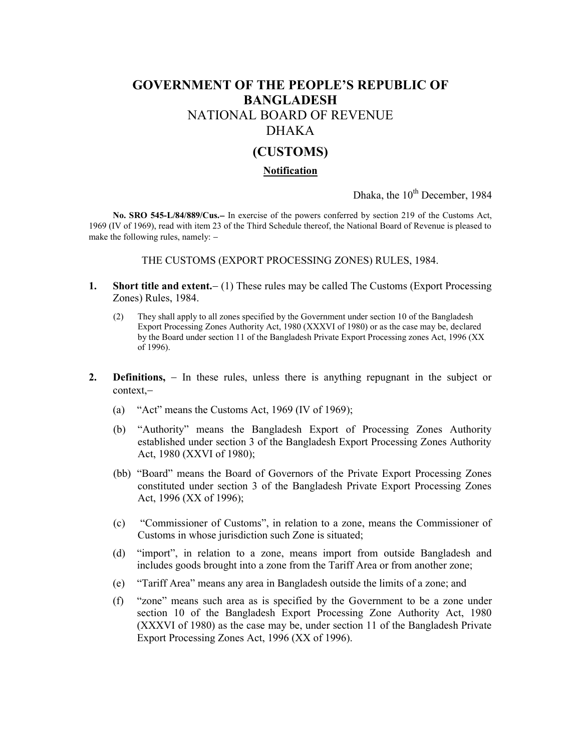# GOVERNMENT OF THE PEOPLE'S REPUBLIC OF BANGLADESH

## NATIONAL BOARD OF REVENUE

## DHAKA

## (CUSTOMS)

**Notification**

Dhaka, the 10th December, 1984

**No. SRO 545-L/84/889/Cus.–** In exercise of the powers conferred by section 219 of the Customs Act, 1969 (IV of 1969), read with item 23 of the Third Schedule thereof, the National Board of Revenue is pleased to make the following rules, namely: –

THE CUSTOMS (EXPORT PROCESSING ZONES) RULES, 1984.

**1. Short title and extent.**– (1) These rules may be called The Customs (Export Processing Zones) Rules, 1984.

(2) They shall apply to all zones specified by the Government under section 10 of the Bangladesh Export Processing Zones Authority Act, 1980 (XXXVI of 1980) or as the case may be, declared by the Board under section 11 of the Bangladesh Private Export Processing zones Act, 1996 (XX of 1996).

**2. Definitions,** – In these rules, unless there is anything repugnant in the subject or context,–

(a) "Act" means the Customs Act, 1969 (IV of 1969);

(b) "Authority" means the Bangladesh Export of Processing Zones Authority established under section 3 of the Bangladesh Export Processing Zones Authority Act, 1980 (XXVI of 1980);

(bb) "Board" means the Board of Governors of the Private Export Processing Zones constituted under section 3 of the Bangladesh Private Export Processing Zones Act, 1996 (XX of 1996);

(c) "Commissioner of Customs", in relation to a zone, means the Commissioner of Customs in whose jurisdiction such Zone is situated;

(d) "import", in relation to a zone, means import from outside Bangladesh and includes goods brought into a zone from the Tariff Area or from another zone;

(e) "Tariff Area" means any area in Bangladesh outside the limits of a zone; and

(f) "zone" means such area as is specified by the Government to be a zone under section 10 of the Bangladesh Export Processing Zone Authority Act, 1980 (XXXVI of 1980) as the case may be, under section 11 of the Bangladesh Private Export Processing Zones Act, 1996 (XX of 1996).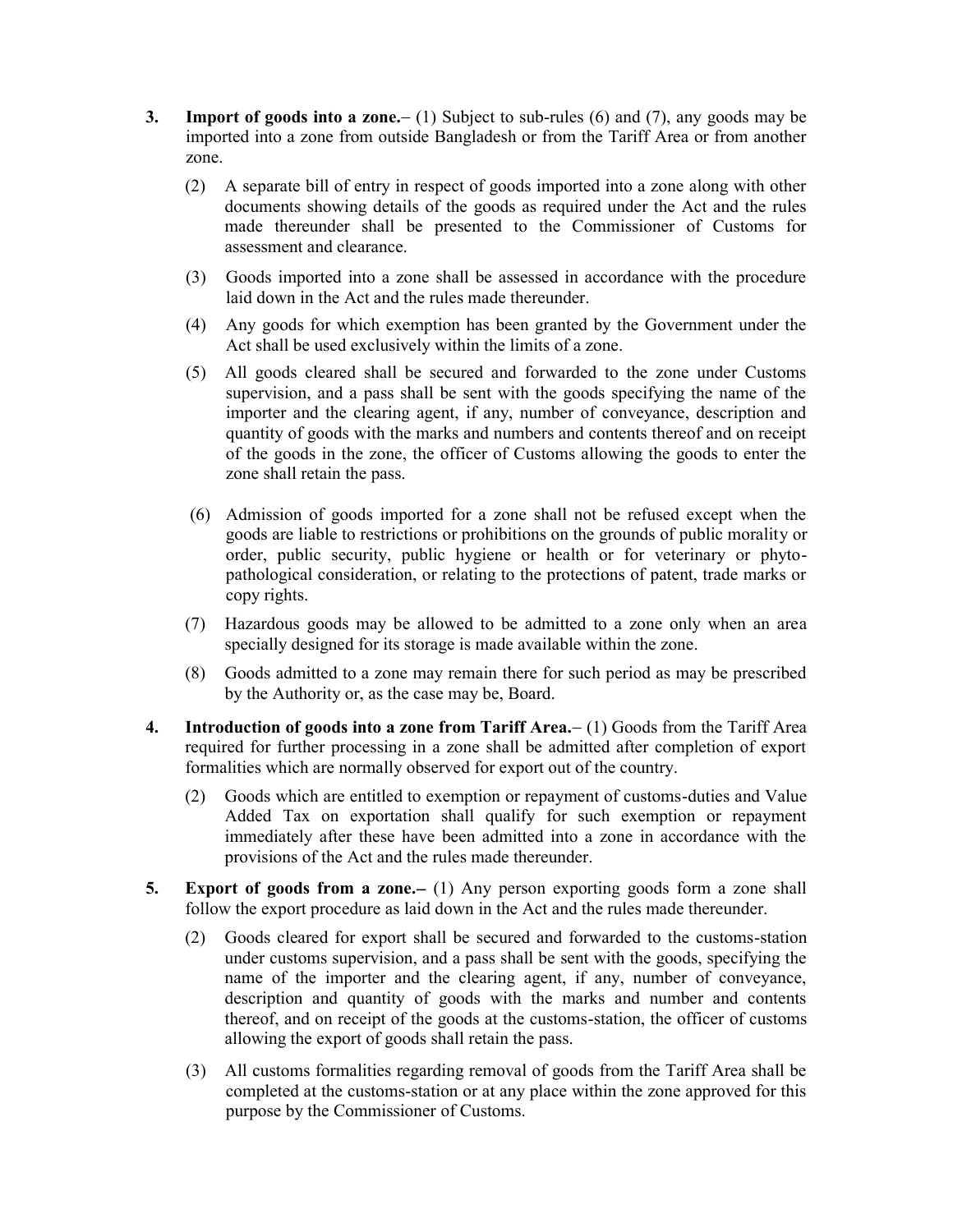**3. Import of goods into a zone.**– (1) Subject to sub-rules (6) and (7), any goods may be imported into a zone from outside Bangladesh or from the Tariff Area or from another zone.

(2) A separate bill of entry in respect of goods imported into a zone along with other documents showing details of the goods as required under the Act and the rules made thereunder shall be presented to the Commissioner of Customs for assessment and clearance.

(3) Goods imported into a zone shall be assessed in accordance with the procedure laid down in the Act and the rules made thereunder.

(4) Any goods for which exemption has been granted by the Government under the Act shall be used exclusively within the limits of a zone.

(5) All goods cleared shall be secured and forwarded to the zone under Customs supervision, and a pass shall be sent with the goods specifying the name of the importer and the clearing agent, if any, number of conveyance, description and quantity of goods with the marks and numbers and contents thereof and on receipt of the goods in the zone, the officer of Customs allowing the goods to enter the zone shall retain the pass.

(6) Admission of goods imported for a zone shall not be refused except when the goods are liable to restrictions or prohibitions on the grounds of public morality or order, public security, public hygiene or health or for veterinary or phyto-pathological consideration, or relating to the protections of patent, trade marks or copy rights.

(7) Hazardous goods may be allowed to be admitted to a zone only when an area specially designed for its storage is made available within the zone.

(8) Goods admitted to a zone may remain there for such period as may be prescribed by the Authority or, as the case may be, Board.

**4. Introduction of goods into a zone from Tariff Area.**– (1) Goods from the Tariff Area required for further processing in a zone shall be admitted after completion of export formalities which are normally observed for export out of the country.

(2) Goods which are entitled to exemption or repayment of customs-duties and Value Added Tax on exportation shall qualify for such exemption or repayment immediately after these have been admitted into a zone in accordance with the provisions of the Act and the rules made thereunder.

**5. Export of goods from a zone.**– (1) Any person exporting goods form a zone shall follow the export procedure as laid down in the Act and the rules made thereunder.

(2) Goods cleared for export shall be secured and forwarded to the customs-station under customs supervision, and a pass shall be sent with the goods, specifying the name of the importer and the clearing agent, if any, number of conveyance, description and quantity of goods with the marks and number and contents thereof, and on receipt of the goods at the customs-station, the officer of customs allowing the export of goods shall retain the pass.

(3) All customs formalities regarding removal of goods from the Tariff Area shall be completed at the customs-station or at any place within the zone approved for this purpose by the Commissioner of Customs.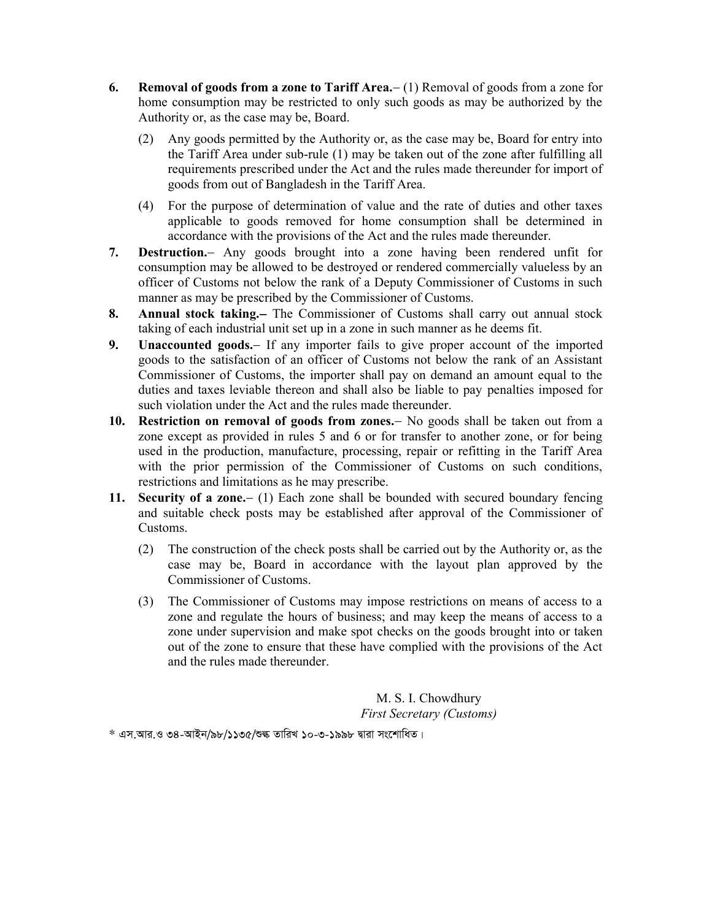6. **Removal of goods from a zone to Tariff Area.**– (1) Removal of goods from a zone for home consumption may be restricted to only such goods as may be authorized by the Authority or, as the case may be, Board.

   (2) Any goods permitted by the Authority or, as the case may be, Board for entry into the Tariff Area under sub-rule (1) may be taken out of the zone after fulfilling all requirements prescribed under the Act and the rules made thereunder for import of goods from out of Bangladesh in the Tariff Area.

   (4) For the purpose of determination of value and the rate of duties and other taxes applicable to goods removed for home consumption shall be determined in accordance with the provisions of the Act and the rules made thereunder.

7. **Destruction.**– Any goods brought into a zone having been rendered unfit for consumption may be allowed to be destroyed or rendered commercially valueless by an officer of Customs not below the rank of a Deputy Commissioner of Customs in such manner as may be prescribed by the Commissioner of Customs.

8. **Annual stock taking.**– The Commissioner of Customs shall carry out annual stock taking of each industrial unit set up in a zone in such manner as he deems fit.

9. **Unaccounted goods.**– If any importer fails to give proper account of the imported goods to the satisfaction of an officer of Customs not below the rank of an Assistant Commissioner of Customs, the importer shall pay on demand an amount equal to the duties and taxes leviable thereon and shall also be liable to pay penalties imposed for such violation under the Act and the rules made thereunder.

10. **Restriction on removal of goods from zones.**– No goods shall be taken out from a zone except as provided in rules 5 and 6 or for transfer to another zone, or for being used in the production, manufacture, processing, repair or refitting in the Tariff Area with the prior permission of the Commissioner of Customs on such conditions, restrictions and limitations as he may prescribe.

11. **Security of a zone.**– (1) Each zone shall be bounded with secured boundary fencing and suitable check posts may be established after approval of the Commissioner of Customs.

    (2) The construction of the check posts shall be carried out by the Authority or, as the case may be, Board in accordance with the layout plan approved by the Commissioner of Customs.

    (3) The Commissioner of Customs may impose restrictions on means of access to a zone and regulate the hours of business; and may keep the means of access to a zone under supervision and make spot checks on the goods brought into or taken out of the zone to ensure that these have complied with the provisions of the Act and the rules made thereunder.

M. S. I. Chowdhury
*First Secretary (Customs)*

* এস.আর.ও ৩৪-আইন/৯৮/১১৩৫/শুল্ক তারিখ ১০-৩-১৯৯৮ দ্বারা সংশোধিত।